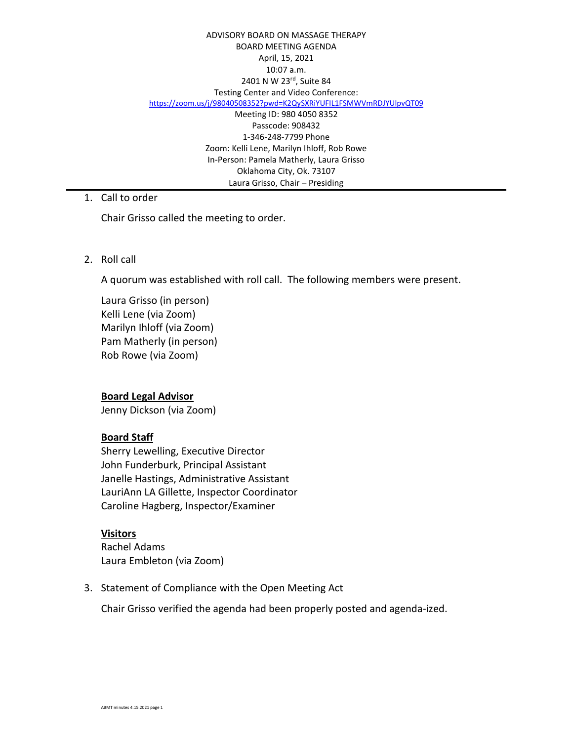ADVISORY BOARD ON MASSAGE THERAPY
BOARD MEETING AGENDA
April, 15, 2021
10:07 a.m.
2401 N W 23rd, Suite 84
Testing Center and Video Conference:
https://zoom.us/j/98040508352?pwd=K2QySXRiYUFIL1FSMWVmRDJYUlpvQT09
Meeting ID: 980 4050 8352
Passcode: 908432
1-346-248-7799 Phone
Zoom: Kelli Lene, Marilyn Ihloff, Rob Rowe
In-Person: Pamela Matherly, Laura Grisso
Oklahoma City, Ok. 73107
Laura Grisso, Chair – Presiding

---

1. Call to order

   Chair Grisso called the meeting to order.

2. Roll call

   A quorum was established with roll call. The following members were present.

   Laura Grisso (in person)
   Kelli Lene (via Zoom)
   Marilyn Ihloff (via Zoom)
   Pam Matherly (in person)
   Rob Rowe (via Zoom)

   **Board Legal Advisor**
   Jenny Dickson (via Zoom)

   **Board Staff**
   Sherry Lewelling, Executive Director
   John Funderburk, Principal Assistant
   Janelle Hastings, Administrative Assistant
   LauriAnn LA Gillette, Inspector Coordinator
   Caroline Hagberg, Inspector/Examiner

   **Visitors**
   Rachel Adams
   Laura Embleton (via Zoom)

3. Statement of Compliance with the Open Meeting Act

   Chair Grisso verified the agenda had been properly posted and agenda-ized.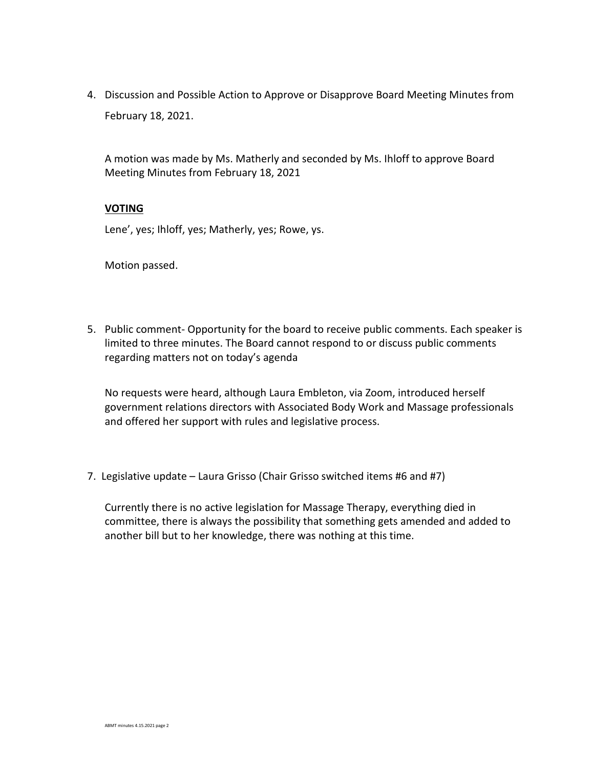4. Discussion and Possible Action to Approve or Disapprove Board Meeting Minutes from February 18, 2021.

   A motion was made by Ms. Matherly and seconded by Ms. Ihloff to approve Board Meeting Minutes from February 18, 2021

   **VOTING**

   Lene', yes; Ihloff, yes; Matherly, yes; Rowe, ys.

   Motion passed.

5. Public comment- Opportunity for the board to receive public comments. Each speaker is limited to three minutes. The Board cannot respond to or discuss public comments regarding matters not on today's agenda

   No requests were heard, although Laura Embleton, via Zoom, introduced herself government relations directors with Associated Body Work and Massage professionals and offered her support with rules and legislative process.

7. Legislative update – Laura Grisso (Chair Grisso switched items #6 and #7)

   Currently there is no active legislation for Massage Therapy, everything died in committee, there is always the possibility that something gets amended and added to another bill but to her knowledge, there was nothing at this time.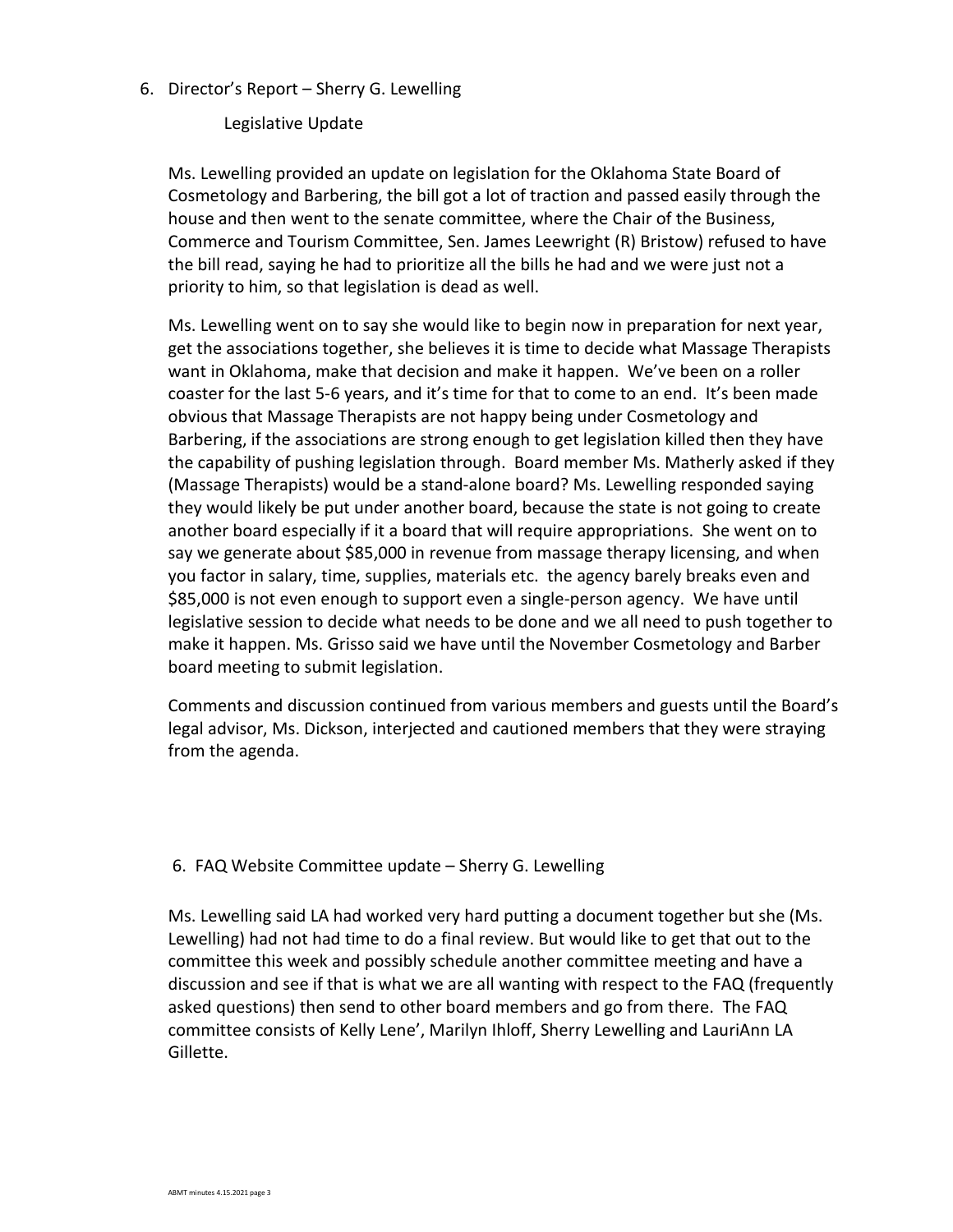6. Director's Report – Sherry G. Lewelling

   Legislative Update

Ms. Lewelling provided an update on legislation for the Oklahoma State Board of Cosmetology and Barbering, the bill got a lot of traction and passed easily through the house and then went to the senate committee, where the Chair of the Business, Commerce and Tourism Committee, Sen. James Leewright (R) Bristow) refused to have the bill read, saying he had to prioritize all the bills he had and we were just not a priority to him, so that legislation is dead as well.

Ms. Lewelling went on to say she would like to begin now in preparation for next year, get the associations together, she believes it is time to decide what Massage Therapists want in Oklahoma, make that decision and make it happen. We've been on a roller coaster for the last 5-6 years, and it's time for that to come to an end. It's been made obvious that Massage Therapists are not happy being under Cosmetology and Barbering, if the associations are strong enough to get legislation killed then they have the capability of pushing legislation through. Board member Ms. Matherly asked if they (Massage Therapists) would be a stand-alone board? Ms. Lewelling responded saying they would likely be put under another board, because the state is not going to create another board especially if it a board that will require appropriations. She went on to say we generate about $85,000 in revenue from massage therapy licensing, and when you factor in salary, time, supplies, materials etc. the agency barely breaks even and $85,000 is not even enough to support even a single-person agency. We have until legislative session to decide what needs to be done and we all need to push together to make it happen. Ms. Grisso said we have until the November Cosmetology and Barber board meeting to submit legislation.

Comments and discussion continued from various members and guests until the Board's legal advisor, Ms. Dickson, interjected and cautioned members that they were straying from the agenda.

6. FAQ Website Committee update – Sherry G. Lewelling

Ms. Lewelling said LA had worked very hard putting a document together but she (Ms. Lewelling) had not had time to do a final review. But would like to get that out to the committee this week and possibly schedule another committee meeting and have a discussion and see if that is what we are all wanting with respect to the FAQ (frequently asked questions) then send to other board members and go from there. The FAQ committee consists of Kelly Lene', Marilyn Ihloff, Sherry Lewelling and LauriAnn LA Gillette.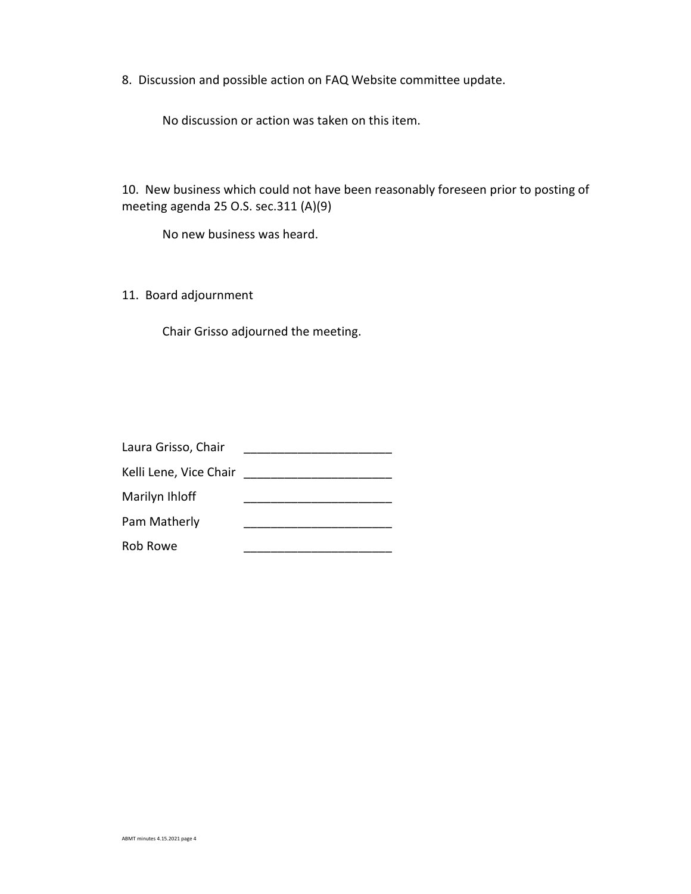8. Discussion and possible action on FAQ Website committee update.

No discussion or action was taken on this item.

10. New business which could not have been reasonably foreseen prior to posting of meeting agenda 25 O.S. sec.311 (A)(9)

No new business was heard.

11. Board adjournment

Chair Grisso adjourned the meeting.

Laura Grisso, Chair ______________________

Kelli Lene, Vice Chair ______________________

Marilyn Ihloff ______________________

Pam Matherly ______________________

Rob Rowe ______________________

ABMT minutes 4.15.2021 page 4